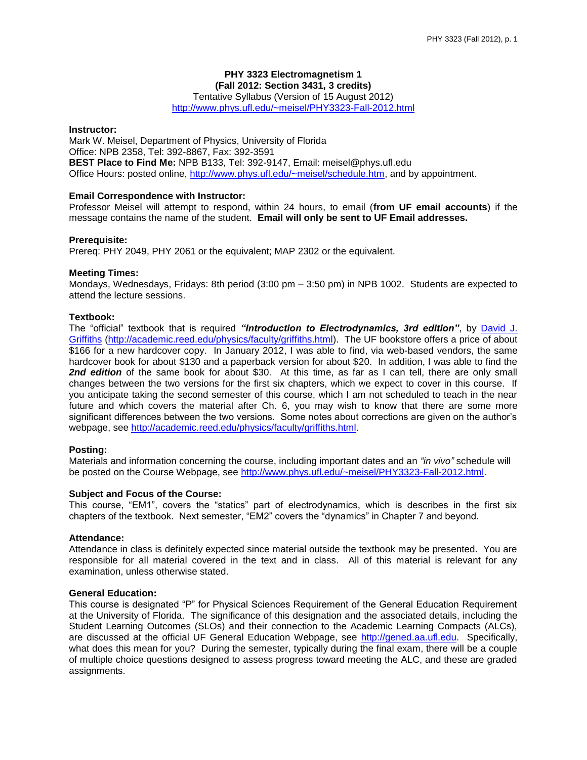# PHY 3323 Electromagnetism 1

**(Fall 2012: Section 3431, 3 credits)**

Tentative Syllabus (Version of 15 August 2012)

http://www.phys.ufl.edu/~meisel/PHY3323-Fall-2012.html

**Instructor:**
Mark W. Meisel, Department of Physics, University of Florida
Office: NPB 2358, Tel: 392-8867, Fax: 392-3591
**BEST Place to Find Me:** NPB B133, Tel: 392-9147, Email: meisel@phys.ufl.edu
Office Hours: posted online, http://www.phys.ufl.edu/~meisel/schedule.htm, and by appointment.

**Email Correspondence with Instructor:**
Professor Meisel will attempt to respond, within 24 hours, to email (**from UF email accounts**) if the message contains the name of the student. **Email will only be sent to UF Email addresses.**

**Prerequisite:**
Prereq: PHY 2049, PHY 2061 or the equivalent; MAP 2302 or the equivalent.

**Meeting Times:**
Mondays, Wednesdays, Fridays: 8th period (3:00 pm – 3:50 pm) in NPB 1002. Students are expected to attend the lecture sessions.

**Textbook:**
The "official" textbook that is required ***"Introduction to Electrodynamics, 3rd edition"***, by David J. Griffiths (http://academic.reed.edu/physics/faculty/griffiths.html). The UF bookstore offers a price of about $166 for a new hardcover copy. In January 2012, I was able to find, via web-based vendors, the same hardcover book for about $130 and a paperback version for about $20. In addition, I was able to find the ***2nd edition*** of the same book for about $30. At this time, as far as I can tell, there are only small changes between the two versions for the first six chapters, which we expect to cover in this course. If you anticipate taking the second semester of this course, which I am not scheduled to teach in the near future and which covers the material after Ch. 6, you may wish to know that there are some more significant differences between the two versions. Some notes about corrections are given on the author's webpage, see http://academic.reed.edu/physics/faculty/griffiths.html.

**Posting:**
Materials and information concerning the course, including important dates and an *"in vivo"* schedule will be posted on the Course Webpage, see http://www.phys.ufl.edu/~meisel/PHY3323-Fall-2012.html.

**Subject and Focus of the Course:**
This course, "EM1", covers the "statics" part of electrodynamics, which is describes in the first six chapters of the textbook. Next semester, "EM2" covers the "dynamics" in Chapter 7 and beyond.

**Attendance:**
Attendance in class is definitely expected since material outside the textbook may be presented. You are responsible for all material covered in the text and in class. All of this material is relevant for any examination, unless otherwise stated.

**General Education:**
This course is designated "P" for Physical Sciences Requirement of the General Education Requirement at the University of Florida. The significance of this designation and the associated details, including the Student Learning Outcomes (SLOs) and their connection to the Academic Learning Compacts (ALCs), are discussed at the official UF General Education Webpage, see http://gened.aa.ufl.edu. Specifically, what does this mean for you? During the semester, typically during the final exam, there will be a couple of multiple choice questions designed to assess progress toward meeting the ALC, and these are graded assignments.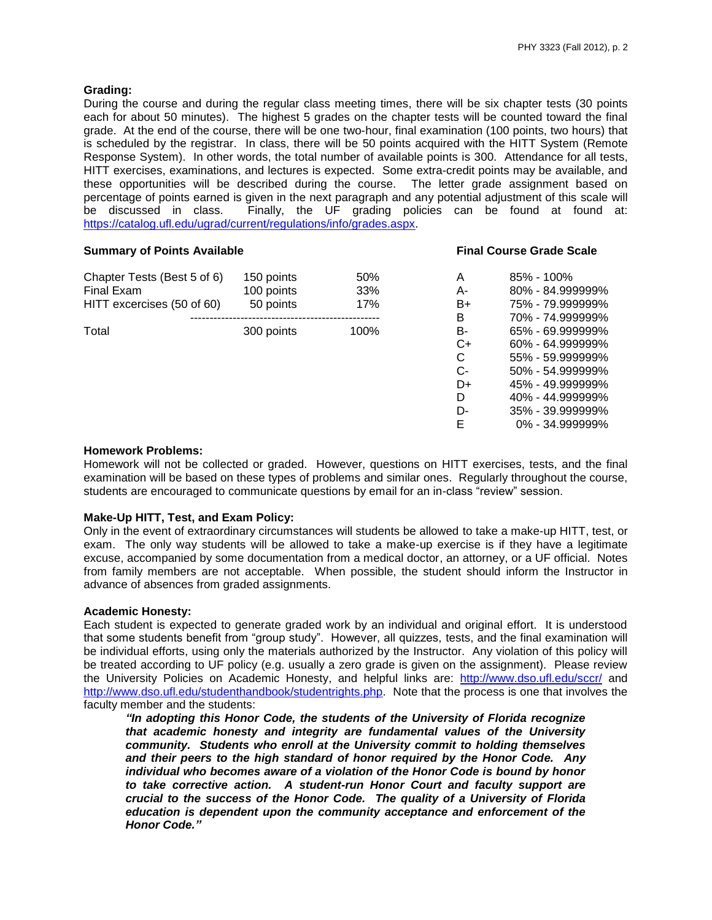**Grading:**

During the course and during the regular class meeting times, there will be six chapter tests (30 points each for about 50 minutes). The highest 5 grades on the chapter tests will be counted toward the final grade. At the end of the course, there will be one two-hour, final examination (100 points, two hours) that is scheduled by the registrar. In class, there will be 50 points acquired with the HITT System (Remote Response System). In other words, the total number of available points is 300. Attendance for all tests, HITT exercises, examinations, and lectures is expected. Some extra-credit points may be available, and these opportunities will be described during the course. The letter grade assignment based on percentage of points earned is given in the next paragraph and any potential adjustment of this scale will be discussed in class. Finally, the UF grading policies can be found at found at: https://catalog.ufl.edu/ugrad/current/regulations/info/grades.aspx.

**Summary of Points Available**

| | | |
|---|---|---|
| Chapter Tests (Best 5 of 6) | 150 points | 50% |
| Final Exam | 100 points | 33% |
| HITT excercises (50 of 60) | 50 points | 17% |
| Total | 300 points | 100% |

**Final Course Grade Scale**

| | |
|---|---|
| A | 85% - 100% |
| A- | 80% - 84.999999% |
| B+ | 75% - 79.999999% |
| B | 70% - 74.999999% |
| B- | 65% - 69.999999% |
| C+ | 60% - 64.999999% |
| C | 55% - 59.999999% |
| C- | 50% - 54.999999% |
| D+ | 45% - 49.999999% |
| D | 40% - 44.999999% |
| D- | 35% - 39.999999% |
| E | 0% - 34.999999% |

**Homework Problems:**

Homework will not be collected or graded. However, questions on HITT exercises, tests, and the final examination will be based on these types of problems and similar ones. Regularly throughout the course, students are encouraged to communicate questions by email for an in-class "review" session.

**Make-Up HITT, Test, and Exam Policy:**

Only in the event of extraordinary circumstances will students be allowed to take a make-up HITT, test, or exam. The only way students will be allowed to take a make-up exercise is if they have a legitimate excuse, accompanied by some documentation from a medical doctor, an attorney, or a UF official. Notes from family members are not acceptable. When possible, the student should inform the Instructor in advance of absences from graded assignments.

**Academic Honesty:**

Each student is expected to generate graded work by an individual and original effort. It is understood that some students benefit from "group study". However, all quizzes, tests, and the final examination will be individual efforts, using only the materials authorized by the Instructor. Any violation of this policy will be treated according to UF policy (e.g. usually a zero grade is given on the assignment). Please review the University Policies on Academic Honesty, and helpful links are: http://www.dso.ufl.edu/sccr/ and http://www.dso.ufl.edu/studenthandbook/studentrights.php. Note that the process is one that involves the faculty member and the students:

> ***"In adopting this Honor Code, the students of the University of Florida recognize that academic honesty and integrity are fundamental values of the University community. Students who enroll at the University commit to holding themselves and their peers to the high standard of honor required by the Honor Code. Any individual who becomes aware of a violation of the Honor Code is bound by honor to take corrective action. A student-run Honor Court and faculty support are crucial to the success of the Honor Code. The quality of a University of Florida education is dependent upon the community acceptance and enforcement of the Honor Code."***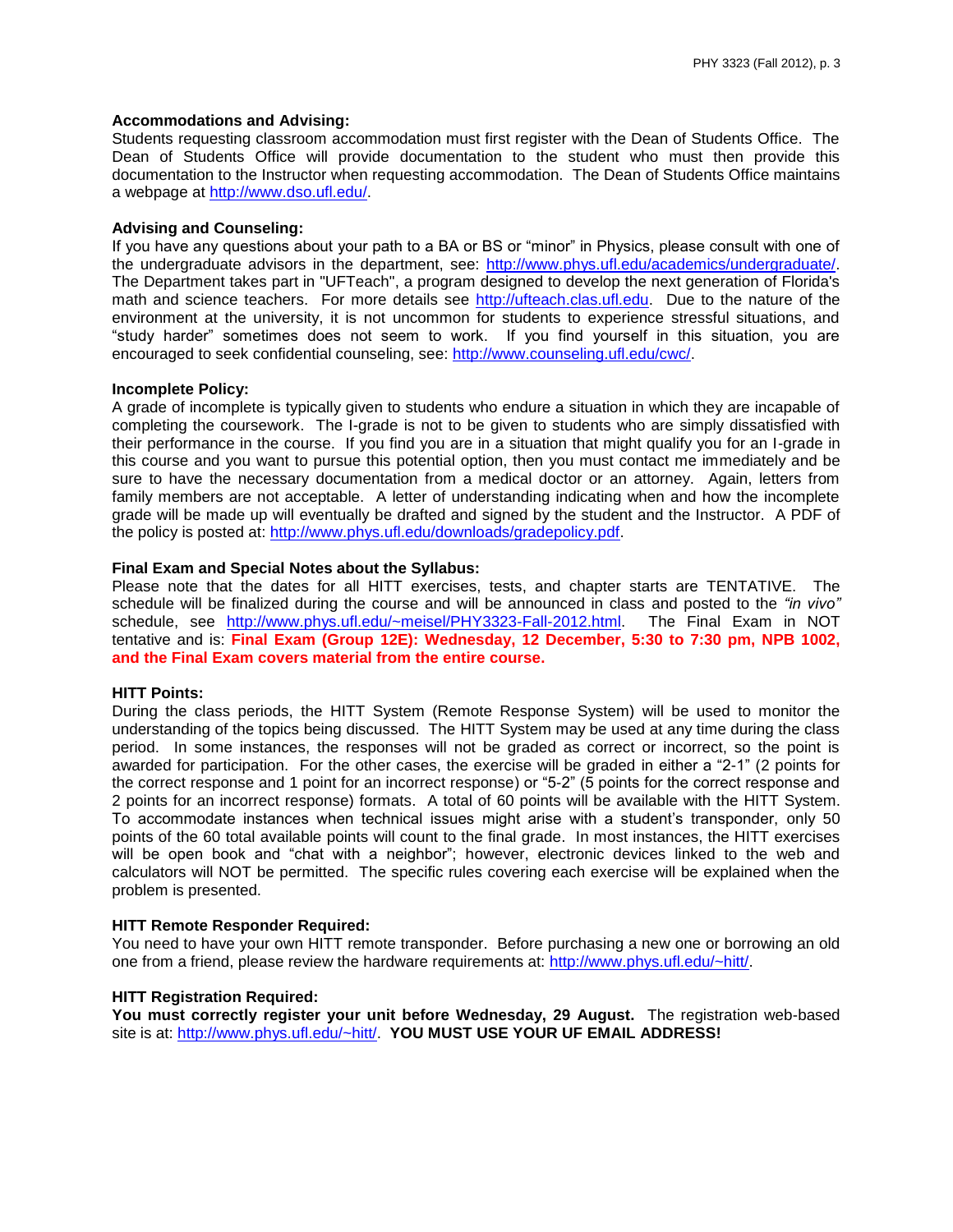**Accommodations and Advising:**
Students requesting classroom accommodation must first register with the Dean of Students Office. The Dean of Students Office will provide documentation to the student who must then provide this documentation to the Instructor when requesting accommodation. The Dean of Students Office maintains a webpage at http://www.dso.ufl.edu/.

**Advising and Counseling:**
If you have any questions about your path to a BA or BS or "minor" in Physics, please consult with one of the undergraduate advisors in the department, see: http://www.phys.ufl.edu/academics/undergraduate/. The Department takes part in "UFTeach", a program designed to develop the next generation of Florida's math and science teachers. For more details see http://ufteach.clas.ufl.edu. Due to the nature of the environment at the university, it is not uncommon for students to experience stressful situations, and "study harder" sometimes does not seem to work. If you find yourself in this situation, you are encouraged to seek confidential counseling, see: http://www.counseling.ufl.edu/cwc/.

**Incomplete Policy:**
A grade of incomplete is typically given to students who endure a situation in which they are incapable of completing the coursework. The I-grade is not to be given to students who are simply dissatisfied with their performance in the course. If you find you are in a situation that might qualify you for an I-grade in this course and you want to pursue this potential option, then you must contact me immediately and be sure to have the necessary documentation from a medical doctor or an attorney. Again, letters from family members are not acceptable. A letter of understanding indicating when and how the incomplete grade will be made up will eventually be drafted and signed by the student and the Instructor. A PDF of the policy is posted at: http://www.phys.ufl.edu/downloads/gradepolicy.pdf.

**Final Exam and Special Notes about the Syllabus:**
Please note that the dates for all HITT exercises, tests, and chapter starts are TENTATIVE. The schedule will be finalized during the course and will be announced in class and posted to the *"in vivo"* schedule, see http://www.phys.ufl.edu/~meisel/PHY3323-Fall-2012.html. The Final Exam in NOT tentative and is: **Final Exam (Group 12E): Wednesday, 12 December, 5:30 to 7:30 pm, NPB 1002, and the Final Exam covers material from the entire course.**

**HITT Points:**
During the class periods, the HITT System (Remote Response System) will be used to monitor the understanding of the topics being discussed. The HITT System may be used at any time during the class period. In some instances, the responses will not be graded as correct or incorrect, so the point is awarded for participation. For the other cases, the exercise will be graded in either a "2-1" (2 points for the correct response and 1 point for an incorrect response) or "5-2" (5 points for the correct response and 2 points for an incorrect response) formats. A total of 60 points will be available with the HITT System. To accommodate instances when technical issues might arise with a student's transponder, only 50 points of the 60 total available points will count to the final grade. In most instances, the HITT exercises will be open book and "chat with a neighbor"; however, electronic devices linked to the web and calculators will NOT be permitted. The specific rules covering each exercise will be explained when the problem is presented.

**HITT Remote Responder Required:**
You need to have your own HITT remote transponder. Before purchasing a new one or borrowing an old one from a friend, please review the hardware requirements at: http://www.phys.ufl.edu/~hitt/.

**HITT Registration Required:**
**You must correctly register your unit before Wednesday, 29 August.** The registration web-based site is at: http://www.phys.ufl.edu/~hitt/. **YOU MUST USE YOUR UF EMAIL ADDRESS!**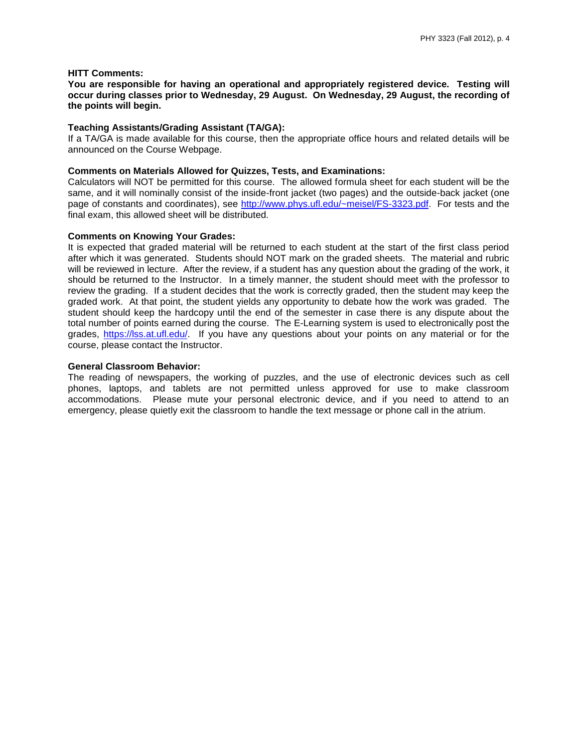**HITT Comments:**

**You are responsible for having an operational and appropriately registered device. Testing will occur during classes prior to Wednesday, 29 August. On Wednesday, 29 August, the recording of the points will begin.**

**Teaching Assistants/Grading Assistant (TA/GA):**

If a TA/GA is made available for this course, then the appropriate office hours and related details will be announced on the Course Webpage.

**Comments on Materials Allowed for Quizzes, Tests, and Examinations:**

Calculators will NOT be permitted for this course. The allowed formula sheet for each student will be the same, and it will nominally consist of the inside-front jacket (two pages) and the outside-back jacket (one page of constants and coordinates), see http://www.phys.ufl.edu/~meisel/FS-3323.pdf. For tests and the final exam, this allowed sheet will be distributed.

**Comments on Knowing Your Grades:**

It is expected that graded material will be returned to each student at the start of the first class period after which it was generated. Students should NOT mark on the graded sheets. The material and rubric will be reviewed in lecture. After the review, if a student has any question about the grading of the work, it should be returned to the Instructor. In a timely manner, the student should meet with the professor to review the grading. If a student decides that the work is correctly graded, then the student may keep the graded work. At that point, the student yields any opportunity to debate how the work was graded. The student should keep the hardcopy until the end of the semester in case there is any dispute about the total number of points earned during the course. The E-Learning system is used to electronically post the grades, https://lss.at.ufl.edu/. If you have any questions about your points on any material or for the course, please contact the Instructor.

**General Classroom Behavior:**

The reading of newspapers, the working of puzzles, and the use of electronic devices such as cell phones, laptops, and tablets are not permitted unless approved for use to make classroom accommodations. Please mute your personal electronic device, and if you need to attend to an emergency, please quietly exit the classroom to handle the text message or phone call in the atrium.